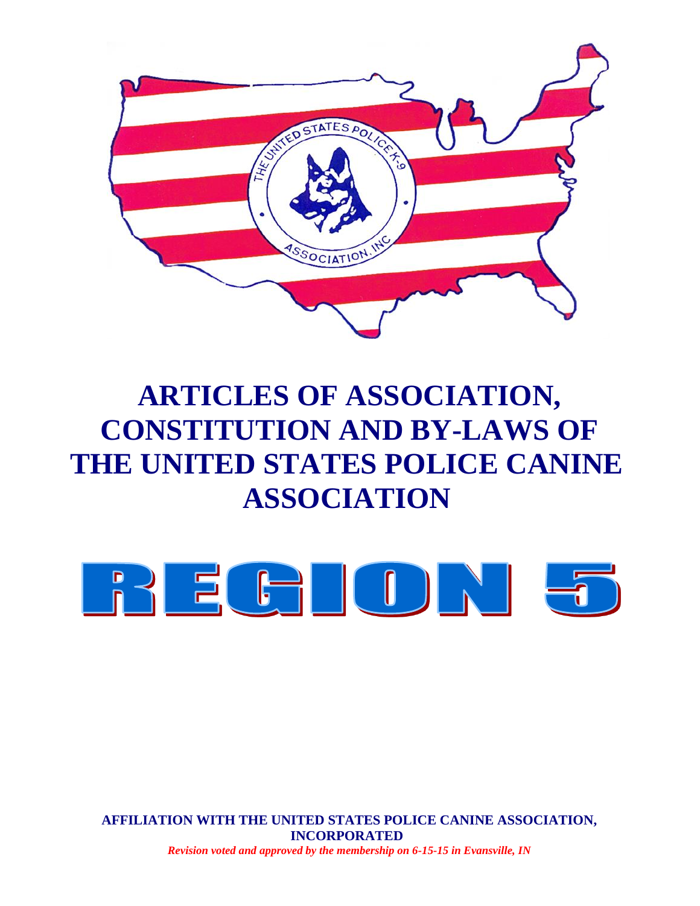# ARTICLES OF ASSOCIATION, CONSTITUTION AND BY-LAWS OF THE UNITED STATES POLICE CANINE ASSOCIATION

# REGION 5

**AFFILIATION WITH THE UNITED STATES POLICE CANINE ASSOCIATION, INCORPORATED**

***Revision voted and approved by the membership on 6-15-15 in Evansville, IN***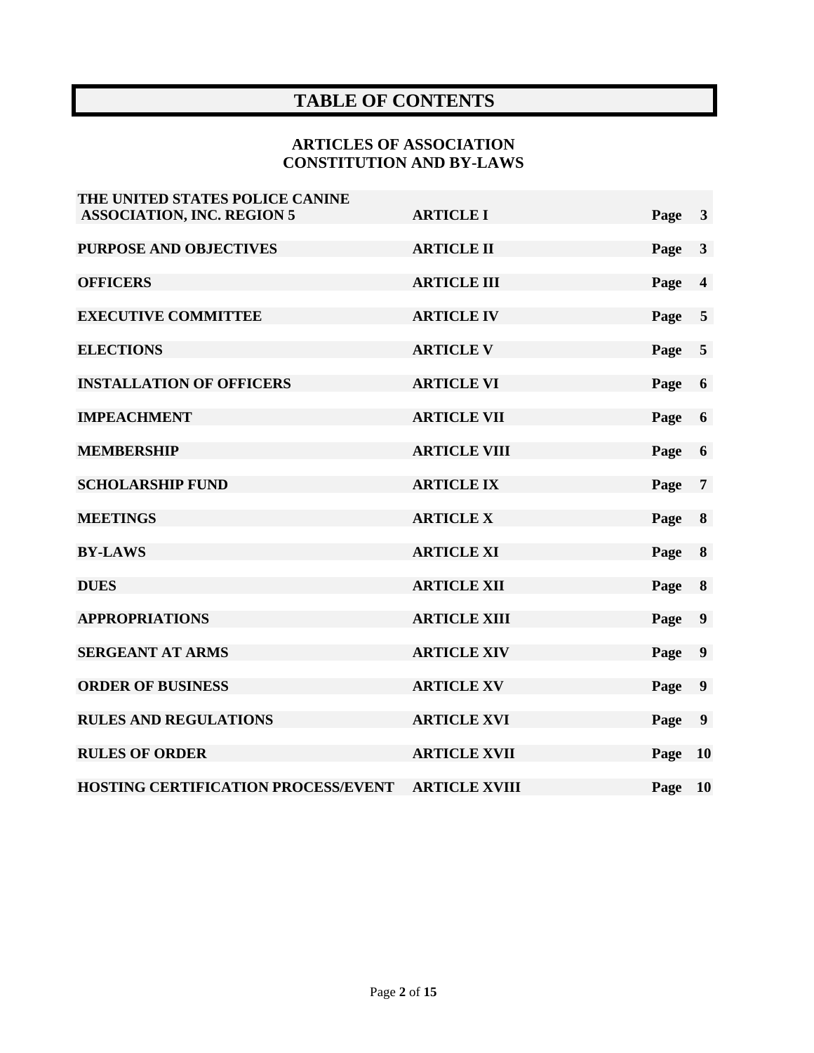# TABLE OF CONTENTS

## ARTICLES OF ASSOCIATION
## CONSTITUTION AND BY-LAWS

| Title | Article | Page |
|---|---|---|
| **THE UNITED STATES POLICE CANINE ASSOCIATION, INC. REGION 5** | **ARTICLE I** | **Page 3** |
| **PURPOSE AND OBJECTIVES** | **ARTICLE II** | **Page 3** |
| **OFFICERS** | **ARTICLE III** | **Page 4** |
| **EXECUTIVE COMMITTEE** | **ARTICLE IV** | **Page 5** |
| **ELECTIONS** | **ARTICLE V** | **Page 5** |
| **INSTALLATION OF OFFICERS** | **ARTICLE VI** | **Page 6** |
| **IMPEACHMENT** | **ARTICLE VII** | **Page 6** |
| **MEMBERSHIP** | **ARTICLE VIII** | **Page 6** |
| **SCHOLARSHIP FUND** | **ARTICLE IX** | **Page 7** |
| **MEETINGS** | **ARTICLE X** | **Page 8** |
| **BY-LAWS** | **ARTICLE XI** | **Page 8** |
| **DUES** | **ARTICLE XII** | **Page 8** |
| **APPROPRIATIONS** | **ARTICLE XIII** | **Page 9** |
| **SERGEANT AT ARMS** | **ARTICLE XIV** | **Page 9** |
| **ORDER OF BUSINESS** | **ARTICLE XV** | **Page 9** |
| **RULES AND REGULATIONS** | **ARTICLE XVI** | **Page 9** |
| **RULES OF ORDER** | **ARTICLE XVII** | **Page 10** |
| **HOSTING CERTIFICATION PROCESS/EVENT** | **ARTICLE XVIII** | **Page 10** |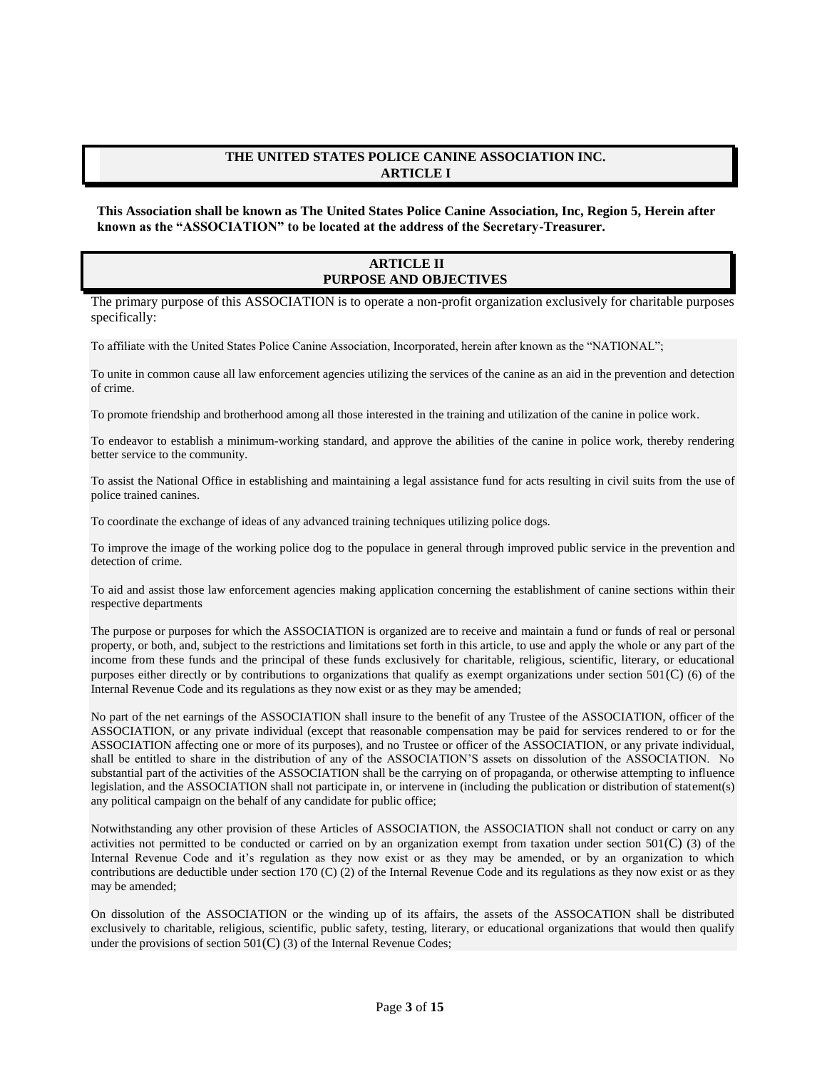## THE UNITED STATES POLICE CANINE ASSOCIATION INC.
## ARTICLE I

**This Association shall be known as The United States Police Canine Association, Inc, Region 5, Herein after known as the "ASSOCIATION" to be located at the address of the Secretary-Treasurer.**

## ARTICLE II
## PURPOSE AND OBJECTIVES

The primary purpose of this ASSOCIATION is to operate a non-profit organization exclusively for charitable purposes specifically:

To affiliate with the United States Police Canine Association, Incorporated, herein after known as the "NATIONAL";

To unite in common cause all law enforcement agencies utilizing the services of the canine as an aid in the prevention and detection of crime.

To promote friendship and brotherhood among all those interested in the training and utilization of the canine in police work.

To endeavor to establish a minimum-working standard, and approve the abilities of the canine in police work, thereby rendering better service to the community.

To assist the National Office in establishing and maintaining a legal assistance fund for acts resulting in civil suits from the use of police trained canines.

To coordinate the exchange of ideas of any advanced training techniques utilizing police dogs.

To improve the image of the working police dog to the populace in general through improved public service in the prevention and detection of crime.

To aid and assist those law enforcement agencies making application concerning the establishment of canine sections within their respective departments

The purpose or purposes for which the ASSOCIATION is organized are to receive and maintain a fund or funds of real or personal property, or both, and, subject to the restrictions and limitations set forth in this article, to use and apply the whole or any part of the income from these funds and the principal of these funds exclusively for charitable, religious, scientific, literary, or educational purposes either directly or by contributions to organizations that qualify as exempt organizations under section 501(C) (6) of the Internal Revenue Code and its regulations as they now exist or as they may be amended;

No part of the net earnings of the ASSOCIATION shall insure to the benefit of any Trustee of the ASSOCIATION, officer of the ASSOCIATION, or any private individual (except that reasonable compensation may be paid for services rendered to or for the ASSOCIATION affecting one or more of its purposes), and no Trustee or officer of the ASSOCIATION, or any private individual, shall be entitled to share in the distribution of any of the ASSOCIATION'S assets on dissolution of the ASSOCIATION. No substantial part of the activities of the ASSOCIATION shall be the carrying on of propaganda, or otherwise attempting to influence legislation, and the ASSOCIATION shall not participate in, or intervene in (including the publication or distribution of statement(s) any political campaign on the behalf of any candidate for public office;

Notwithstanding any other provision of these Articles of ASSOCIATION, the ASSOCIATION shall not conduct or carry on any activities not permitted to be conducted or carried on by an organization exempt from taxation under section 501(C) (3) of the Internal Revenue Code and it's regulation as they now exist or as they may be amended, or by an organization to which contributions are deductible under section 170 (C) (2) of the Internal Revenue Code and its regulations as they now exist or as they may be amended;

On dissolution of the ASSOCIATION or the winding up of its affairs, the assets of the ASSOCATION shall be distributed exclusively to charitable, religious, scientific, public safety, testing, literary, or educational organizations that would then qualify under the provisions of section 501(C) (3) of the Internal Revenue Codes;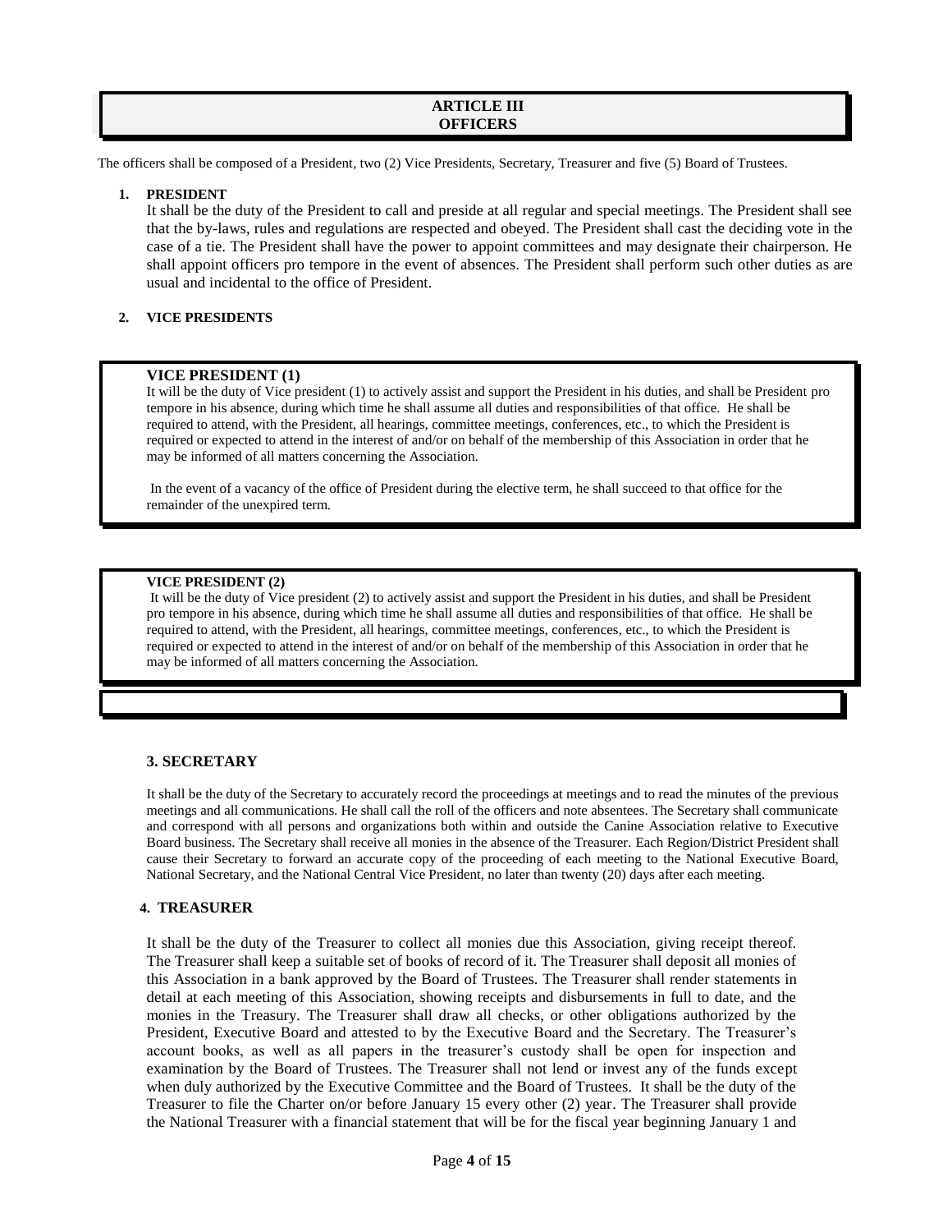## ARTICLE III
## OFFICERS

The officers shall be composed of a President, two (2) Vice Presidents, Secretary, Treasurer and five (5) Board of Trustees.

### 1. PRESIDENT

It shall be the duty of the President to call and preside at all regular and special meetings. The President shall see that the by-laws, rules and regulations are respected and obeyed. The President shall cast the deciding vote in the case of a tie. The President shall have the power to appoint committees and may designate their chairperson. He shall appoint officers pro tempore in the event of absences. The President shall perform such other duties as are usual and incidental to the office of President.

### 2. VICE PRESIDENTS

**VICE PRESIDENT (1)**

It will be the duty of Vice president (1) to actively assist and support the President in his duties, and shall be President pro tempore in his absence, during which time he shall assume all duties and responsibilities of that office. He shall be required to attend, with the President, all hearings, committee meetings, conferences, etc., to which the President is required or expected to attend in the interest of and/or on behalf of the membership of this Association in order that he may be informed of all matters concerning the Association.

In the event of a vacancy of the office of President during the elective term, he shall succeed to that office for the remainder of the unexpired term.

**VICE PRESIDENT (2)**

It will be the duty of Vice president (2) to actively assist and support the President in his duties, and shall be President pro tempore in his absence, during which time he shall assume all duties and responsibilities of that office. He shall be required to attend, with the President, all hearings, committee meetings, conferences, etc., to which the President is required or expected to attend in the interest of and/or on behalf of the membership of this Association in order that he may be informed of all matters concerning the Association.

### 3. SECRETARY

It shall be the duty of the Secretary to accurately record the proceedings at meetings and to read the minutes of the previous meetings and all communications. He shall call the roll of the officers and note absentees. The Secretary shall communicate and correspond with all persons and organizations both within and outside the Canine Association relative to Executive Board business. The Secretary shall receive all monies in the absence of the Treasurer. Each Region/District President shall cause their Secretary to forward an accurate copy of the proceeding of each meeting to the National Executive Board, National Secretary, and the National Central Vice President, no later than twenty (20) days after each meeting.

### 4. TREASURER

It shall be the duty of the Treasurer to collect all monies due this Association, giving receipt thereof. The Treasurer shall keep a suitable set of books of record of it. The Treasurer shall deposit all monies of this Association in a bank approved by the Board of Trustees. The Treasurer shall render statements in detail at each meeting of this Association, showing receipts and disbursements in full to date, and the monies in the Treasury. The Treasurer shall draw all checks, or other obligations authorized by the President, Executive Board and attested to by the Executive Board and the Secretary. The Treasurer's account books, as well as all papers in the treasurer's custody shall be open for inspection and examination by the Board of Trustees. The Treasurer shall not lend or invest any of the funds except when duly authorized by the Executive Committee and the Board of Trustees. It shall be the duty of the Treasurer to file the Charter on/or before January 15 every other (2) year. The Treasurer shall provide the National Treasurer with a financial statement that will be for the fiscal year beginning January 1 and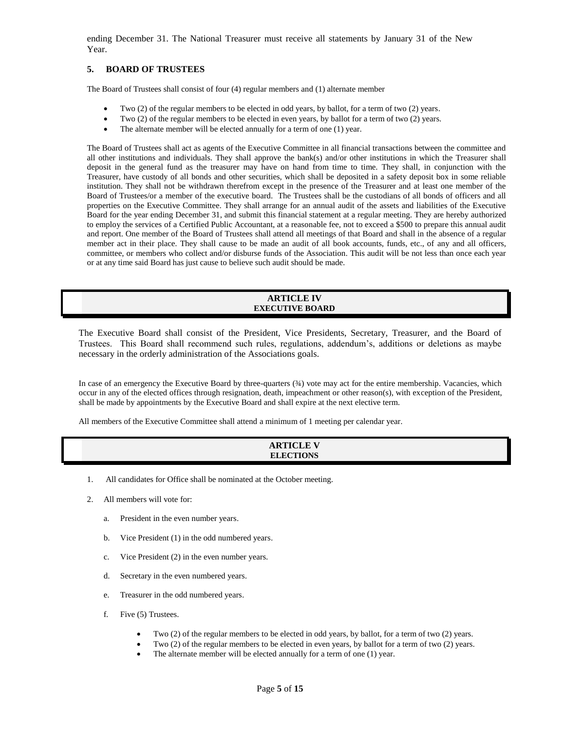ending December 31. The National Treasurer must receive all statements by January 31 of the New Year.

### 5. BOARD OF TRUSTEES

The Board of Trustees shall consist of four (4) regular members and (1) alternate member

- Two (2) of the regular members to be elected in odd years, by ballot, for a term of two (2) years.
- Two (2) of the regular members to be elected in even years, by ballot for a term of two (2) years.
- The alternate member will be elected annually for a term of one (1) year.

The Board of Trustees shall act as agents of the Executive Committee in all financial transactions between the committee and all other institutions and individuals. They shall approve the bank(s) and/or other institutions in which the Treasurer shall deposit in the general fund as the treasurer may have on hand from time to time. They shall, in conjunction with the Treasurer, have custody of all bonds and other securities, which shall be deposited in a safety deposit box in some reliable institution. They shall not be withdrawn therefrom except in the presence of the Treasurer and at least one member of the Board of Trustees/or a member of the executive board. The Trustees shall be the custodians of all bonds of officers and all properties on the Executive Committee. They shall arrange for an annual audit of the assets and liabilities of the Executive Board for the year ending December 31, and submit this financial statement at a regular meeting. They are hereby authorized to employ the services of a Certified Public Accountant, at a reasonable fee, not to exceed a $500 to prepare this annual audit and report. One member of the Board of Trustees shall attend all meetings of that Board and shall in the absence of a regular member act in their place. They shall cause to be made an audit of all book accounts, funds, etc., of any and all officers, committee, or members who collect and/or disburse funds of the Association. This audit will be not less than once each year or at any time said Board has just cause to believe such audit should be made.

## ARTICLE IV
## EXECUTIVE BOARD

The Executive Board shall consist of the President, Vice Presidents, Secretary, Treasurer, and the Board of Trustees. This Board shall recommend such rules, regulations, addendum's, additions or deletions as maybe necessary in the orderly administration of the Associations goals.

In case of an emergency the Executive Board by three-quarters (¾) vote may act for the entire membership. Vacancies, which occur in any of the elected offices through resignation, death, impeachment or other reason(s), with exception of the President, shall be made by appointments by the Executive Board and shall expire at the next elective term.

All members of the Executive Committee shall attend a minimum of 1 meeting per calendar year.

## ARTICLE V
## ELECTIONS

1. All candidates for Office shall be nominated at the October meeting.

2. All members will vote for:

   a. President in the even number years.

   b. Vice President (1) in the odd numbered years.

   c. Vice President (2) in the even number years.

   d. Secretary in the even numbered years.

   e. Treasurer in the odd numbered years.

   f. Five (5) Trustees.

      - Two (2) of the regular members to be elected in odd years, by ballot, for a term of two (2) years.
      - Two (2) of the regular members to be elected in even years, by ballot for a term of two (2) years.
      - The alternate member will be elected annually for a term of one (1) year.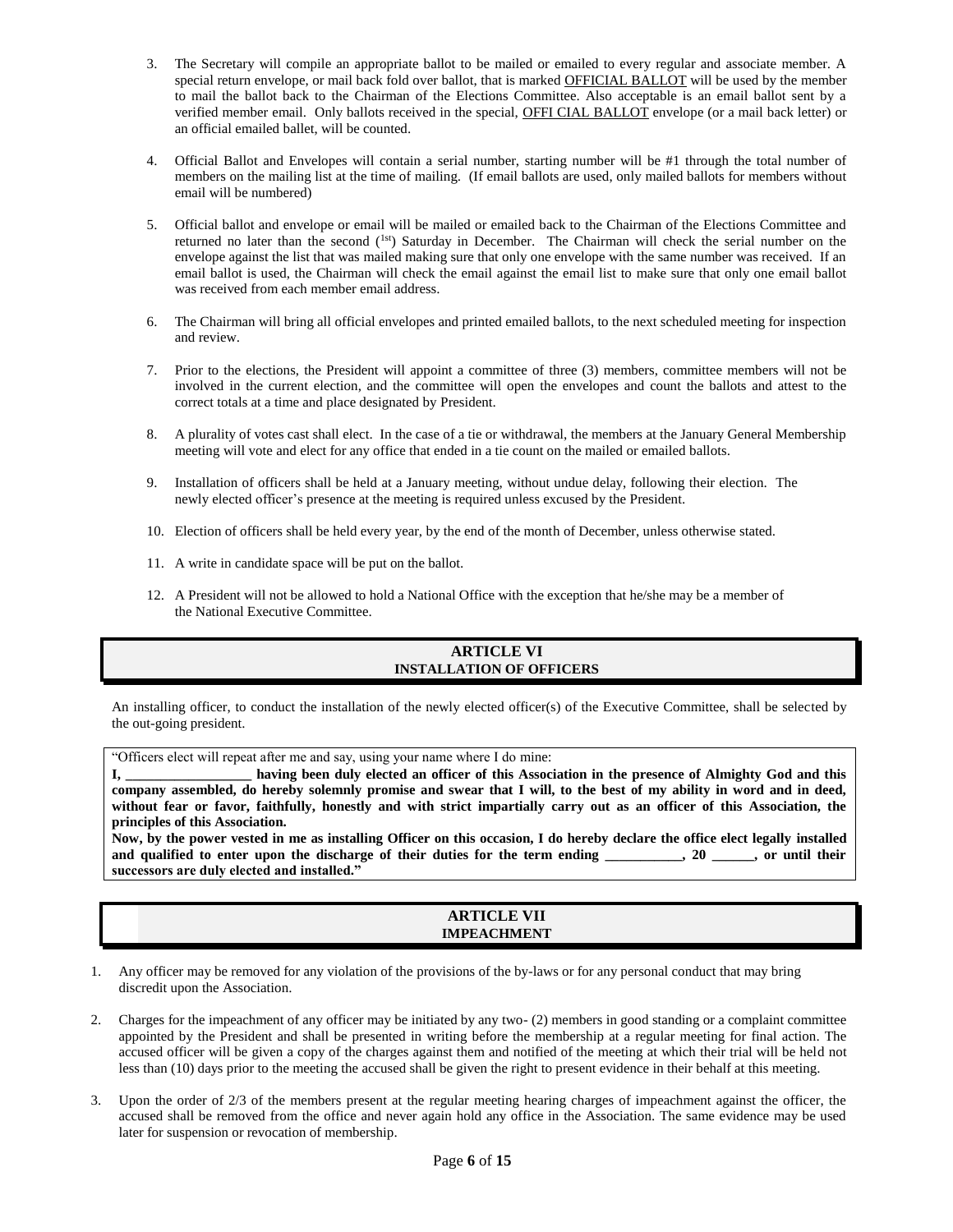3. The Secretary will compile an appropriate ballot to be mailed or emailed to every regular and associate member. A special return envelope, or mail back fold over ballot, that is marked OFFICIAL BALLOT will be used by the member to mail the ballot back to the Chairman of the Elections Committee. Also acceptable is an email ballot sent by a verified member email. Only ballots received in the special, OFFI CIAL BALLOT envelope (or a mail back letter) or an official emailed ballet, will be counted.

4. Official Ballot and Envelopes will contain a serial number, starting number will be #1 through the total number of members on the mailing list at the time of mailing. (If email ballots are used, only mailed ballots for members without email will be numbered)

5. Official ballot and envelope or email will be mailed or emailed back to the Chairman of the Elections Committee and returned no later than the second (1st) Saturday in December. The Chairman will check the serial number on the envelope against the list that was mailed making sure that only one envelope with the same number was received. If an email ballot is used, the Chairman will check the email against the email list to make sure that only one email ballot was received from each member email address.

6. The Chairman will bring all official envelopes and printed emailed ballots, to the next scheduled meeting for inspection and review.

7. Prior to the elections, the President will appoint a committee of three (3) members, committee members will not be involved in the current election, and the committee will open the envelopes and count the ballots and attest to the correct totals at a time and place designated by President.

8. A plurality of votes cast shall elect. In the case of a tie or withdrawal, the members at the January General Membership meeting will vote and elect for any office that ended in a tie count on the mailed or emailed ballots.

9. Installation of officers shall be held at a January meeting, without undue delay, following their election. The newly elected officer's presence at the meeting is required unless excused by the President.

10. Election of officers shall be held every year, by the end of the month of December, unless otherwise stated.

11. A write in candidate space will be put on the ballot.

12. A President will not be allowed to hold a National Office with the exception that he/she may be a member of the National Executive Committee.

## ARTICLE VI
## INSTALLATION OF OFFICERS

An installing officer, to conduct the installation of the newly elected officer(s) of the Executive Committee, shall be selected by the out-going president.

"Officers elect will repeat after me and say, using your name where I do mine:

**I, __________________ having been duly elected an officer of this Association in the presence of Almighty God and this company assembled, do hereby solemnly promise and swear that I will, to the best of my ability in word and in deed, without fear or favor, faithfully, honestly and with strict impartially carry out as an officer of this Association, the principles of this Association.**

**Now, by the power vested in me as installing Officer on this occasion, I do hereby declare the office elect legally installed and qualified to enter upon the discharge of their duties for the term ending ___________, 20 ______, or until their successors are duly elected and installed."**

## ARTICLE VII
## IMPEACHMENT

1. Any officer may be removed for any violation of the provisions of the by-laws or for any personal conduct that may bring discredit upon the Association.

2. Charges for the impeachment of any officer may be initiated by any two- (2) members in good standing or a complaint committee appointed by the President and shall be presented in writing before the membership at a regular meeting for final action. The accused officer will be given a copy of the charges against them and notified of the meeting at which their trial will be held not less than (10) days prior to the meeting the accused shall be given the right to present evidence in their behalf at this meeting.

3. Upon the order of 2/3 of the members present at the regular meeting hearing charges of impeachment against the officer, the accused shall be removed from the office and never again hold any office in the Association. The same evidence may be used later for suspension or revocation of membership.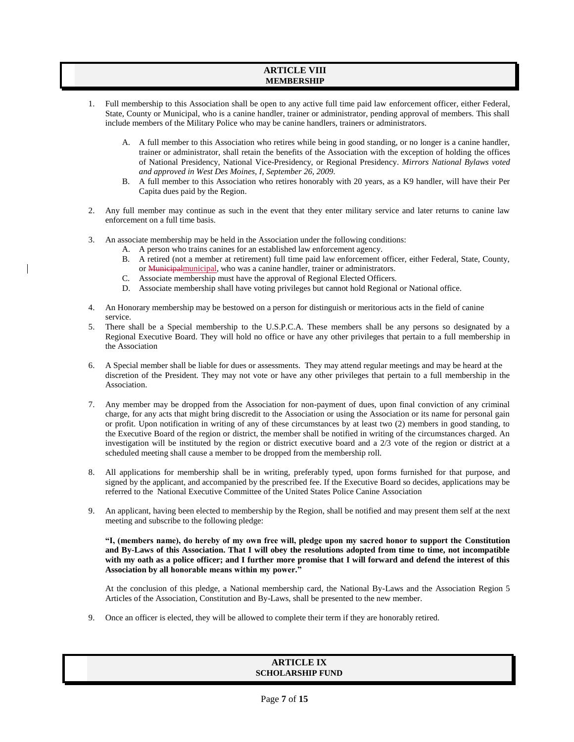## ARTICLE VIII
## MEMBERSHIP

1. Full membership to this Association shall be open to any active full time paid law enforcement officer, either Federal, State, County or Municipal, who is a canine handler, trainer or administrator, pending approval of members. This shall include members of the Military Police who may be canine handlers, trainers or administrators.

   A. A full member to this Association who retires while being in good standing, or no longer is a canine handler, trainer or administrator, shall retain the benefits of the Association with the exception of holding the offices of National Presidency, National Vice-Presidency, or Regional Presidency. *Mirrors National Bylaws voted and approved in West Des Moines, I, September 26, 2009.*

   B. A full member to this Association who retires honorably with 20 years, as a K9 handler, will have their Per Capita dues paid by the Region.

2. Any full member may continue as such in the event that they enter military service and later returns to canine law enforcement on a full time basis.

3. An associate membership may be held in the Association under the following conditions:

   A. A person who trains canines for an established law enforcement agency.
   B. A retired (not a member at retirement) full time paid law enforcement officer, either Federal, State, County, or ~~Municipal~~municipal, who was a canine handler, trainer or administrators.
   C. Associate membership must have the approval of Regional Elected Officers.
   D. Associate membership shall have voting privileges but cannot hold Regional or National office.

4. An Honorary membership may be bestowed on a person for distinguish or meritorious acts in the field of canine service.

5. There shall be a Special membership to the U.S.P.C.A. These members shall be any persons so designated by a Regional Executive Board. They will hold no office or have any other privileges that pertain to a full membership in the Association

6. A Special member shall be liable for dues or assessments. They may attend regular meetings and may be heard at the discretion of the President. They may not vote or have any other privileges that pertain to a full membership in the Association.

7. Any member may be dropped from the Association for non-payment of dues, upon final conviction of any criminal charge, for any acts that might bring discredit to the Association or using the Association or its name for personal gain or profit. Upon notification in writing of any of these circumstances by at least two (2) members in good standing, to the Executive Board of the region or district, the member shall be notified in writing of the circumstances charged. An investigation will be instituted by the region or district executive board and a 2/3 vote of the region or district at a scheduled meeting shall cause a member to be dropped from the membership roll.

8. All applications for membership shall be in writing, preferably typed, upon forms furnished for that purpose, and signed by the applicant, and accompanied by the prescribed fee. If the Executive Board so decides, applications may be referred to the National Executive Committee of the United States Police Canine Association

9. An applicant, having been elected to membership by the Region, shall be notified and may present them self at the next meeting and subscribe to the following pledge:

   **"I, (members name), do hereby of my own free will, pledge upon my sacred honor to support the Constitution and By-Laws of this Association. That I will obey the resolutions adopted from time to time, not incompatible with my oath as a police officer; and I further more promise that I will forward and defend the interest of this Association by all honorable means within my power."**

   At the conclusion of this pledge, a National membership card, the National By-Laws and the Association Region 5 Articles of the Association, Constitution and By-Laws, shall be presented to the new member.

9. Once an officer is elected, they will be allowed to complete their term if they are honorably retired.

## ARTICLE IX
## SCHOLARSHIP FUND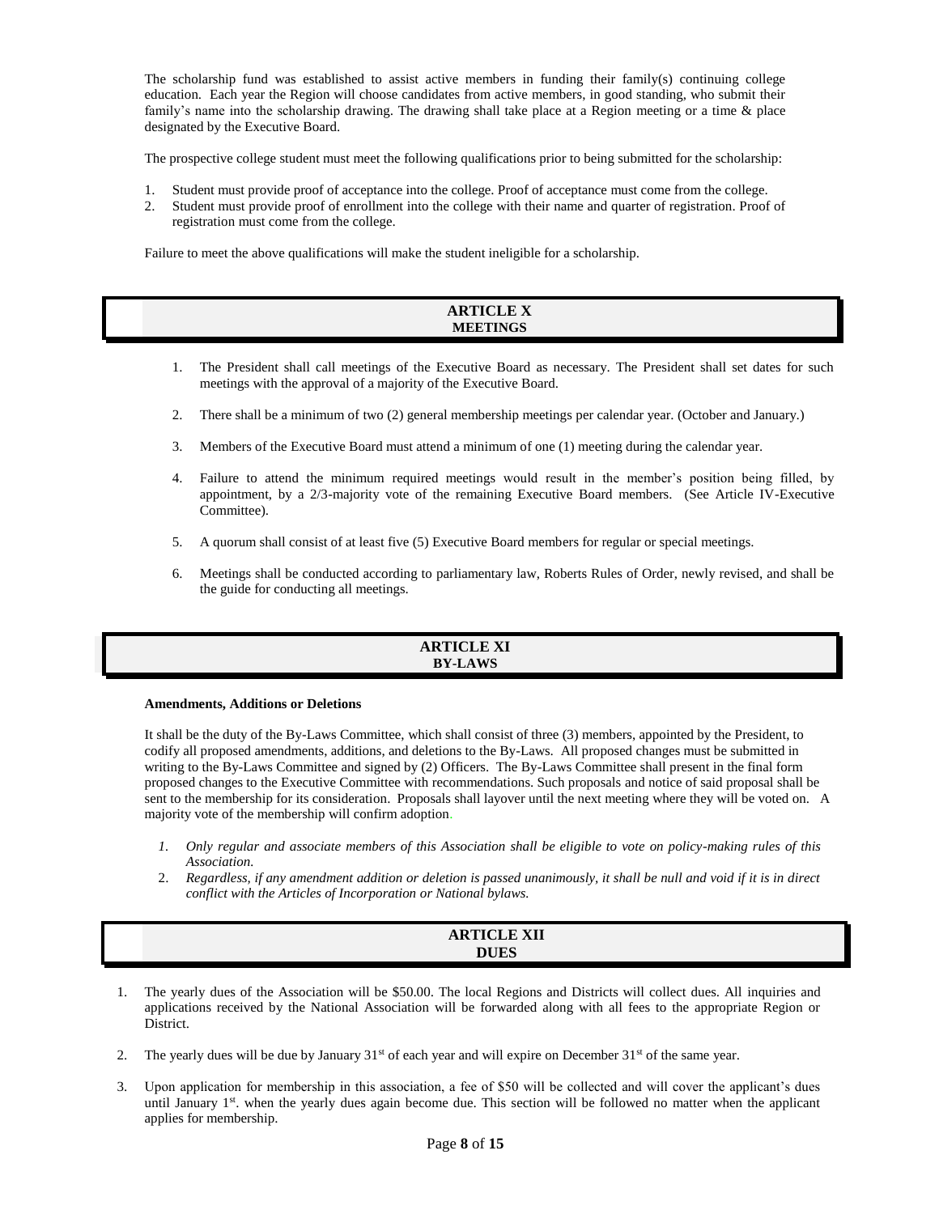The scholarship fund was established to assist active members in funding their family(s) continuing college education. Each year the Region will choose candidates from active members, in good standing, who submit their family's name into the scholarship drawing. The drawing shall take place at a Region meeting or a time & place designated by the Executive Board.

The prospective college student must meet the following qualifications prior to being submitted for the scholarship:

1. Student must provide proof of acceptance into the college. Proof of acceptance must come from the college.
2. Student must provide proof of enrollment into the college with their name and quarter of registration. Proof of registration must come from the college.

Failure to meet the above qualifications will make the student ineligible for a scholarship.

## ARTICLE X
### MEETINGS

1. The President shall call meetings of the Executive Board as necessary. The President shall set dates for such meetings with the approval of a majority of the Executive Board.
2. There shall be a minimum of two (2) general membership meetings per calendar year. (October and January.)
3. Members of the Executive Board must attend a minimum of one (1) meeting during the calendar year.
4. Failure to attend the minimum required meetings would result in the member's position being filled, by appointment, by a 2/3-majority vote of the remaining Executive Board members. (See Article IV-Executive Committee).
5. A quorum shall consist of at least five (5) Executive Board members for regular or special meetings.
6. Meetings shall be conducted according to parliamentary law, Roberts Rules of Order, newly revised, and shall be the guide for conducting all meetings.

## ARTICLE XI
### BY-LAWS

**Amendments, Additions or Deletions**

It shall be the duty of the By-Laws Committee, which shall consist of three (3) members, appointed by the President, to codify all proposed amendments, additions, and deletions to the By-Laws. All proposed changes must be submitted in writing to the By-Laws Committee and signed by (2) Officers. The By-Laws Committee shall present in the final form proposed changes to the Executive Committee with recommendations. Such proposals and notice of said proposal shall be sent to the membership for its consideration. Proposals shall layover until the next meeting where they will be voted on. A majority vote of the membership will confirm adoption.

1. *Only regular and associate members of this Association shall be eligible to vote on policy-making rules of this Association.*
2. *Regardless, if any amendment addition or deletion is passed unanimously, it shall be null and void if it is in direct conflict with the Articles of Incorporation or National bylaws.*

## ARTICLE XII
### DUES

1. The yearly dues of the Association will be $50.00. The local Regions and Districts will collect dues. All inquiries and applications received by the National Association will be forwarded along with all fees to the appropriate Region or District.
2. The yearly dues will be due by January 31st of each year and will expire on December 31st of the same year.
3. Upon application for membership in this association, a fee of $50 will be collected and will cover the applicant's dues until January 1st. when the yearly dues again become due. This section will be followed no matter when the applicant applies for membership.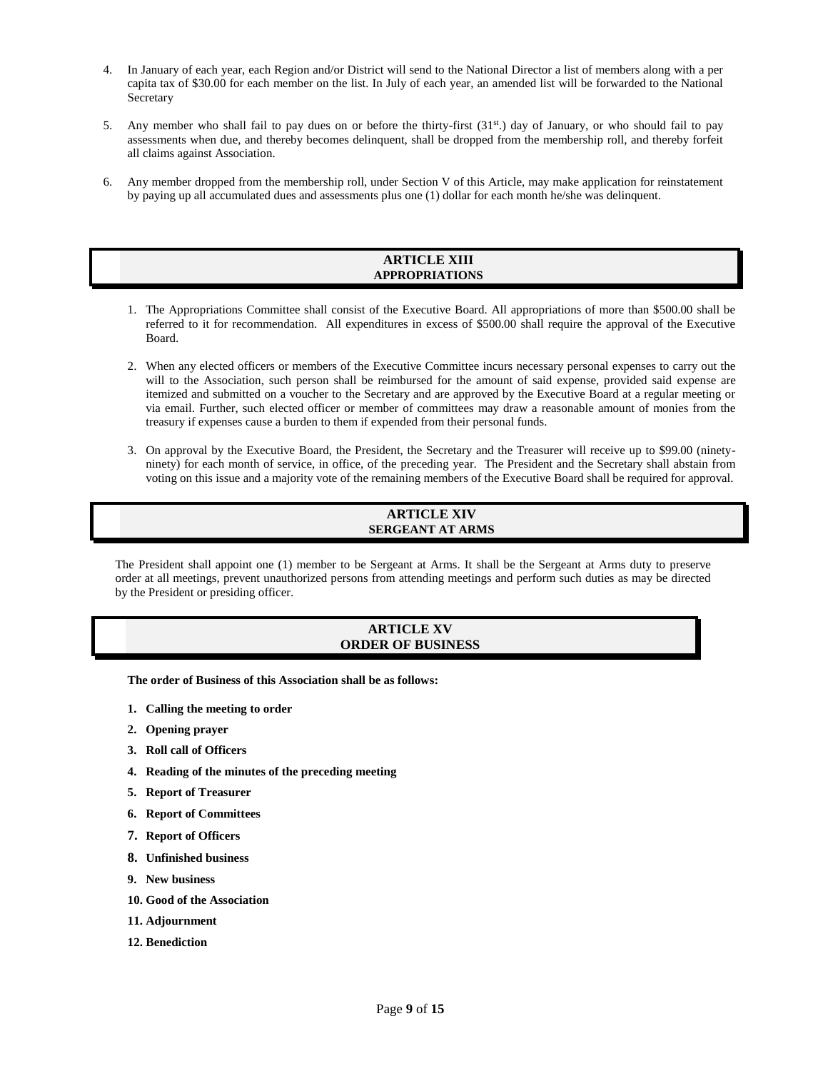4. In January of each year, each Region and/or District will send to the National Director a list of members along with a per capita tax of $30.00 for each member on the list. In July of each year, an amended list will be forwarded to the National Secretary

5. Any member who shall fail to pay dues on or before the thirty-first (31st.) day of January, or who should fail to pay assessments when due, and thereby becomes delinquent, shall be dropped from the membership roll, and thereby forfeit all claims against Association.

6. Any member dropped from the membership roll, under Section V of this Article, may make application for reinstatement by paying up all accumulated dues and assessments plus one (1) dollar for each month he/she was delinquent.

## ARTICLE XIII
## APPROPRIATIONS

1. The Appropriations Committee shall consist of the Executive Board. All appropriations of more than $500.00 shall be referred to it for recommendation. All expenditures in excess of $500.00 shall require the approval of the Executive Board.

2. When any elected officers or members of the Executive Committee incurs necessary personal expenses to carry out the will to the Association, such person shall be reimbursed for the amount of said expense, provided said expense are itemized and submitted on a voucher to the Secretary and are approved by the Executive Board at a regular meeting or via email. Further, such elected officer or member of committees may draw a reasonable amount of monies from the treasury if expenses cause a burden to them if expended from their personal funds.

3. On approval by the Executive Board, the President, the Secretary and the Treasurer will receive up to $99.00 (ninety-ninety) for each month of service, in office, of the preceding year. The President and the Secretary shall abstain from voting on this issue and a majority vote of the remaining members of the Executive Board shall be required for approval.

## ARTICLE XIV
## SERGEANT AT ARMS

The President shall appoint one (1) member to be Sergeant at Arms. It shall be the Sergeant at Arms duty to preserve order at all meetings, prevent unauthorized persons from attending meetings and perform such duties as may be directed by the President or presiding officer.

## ARTICLE XV
## ORDER OF BUSINESS

**The order of Business of this Association shall be as follows:**

1. **Calling the meeting to order**
2. **Opening prayer**
3. **Roll call of Officers**
4. **Reading of the minutes of the preceding meeting**
5. **Report of Treasurer**
6. **Report of Committees**
7. **Report of Officers**
8. **Unfinished business**
9. **New business**
10. **Good of the Association**
11. **Adjournment**
12. **Benediction**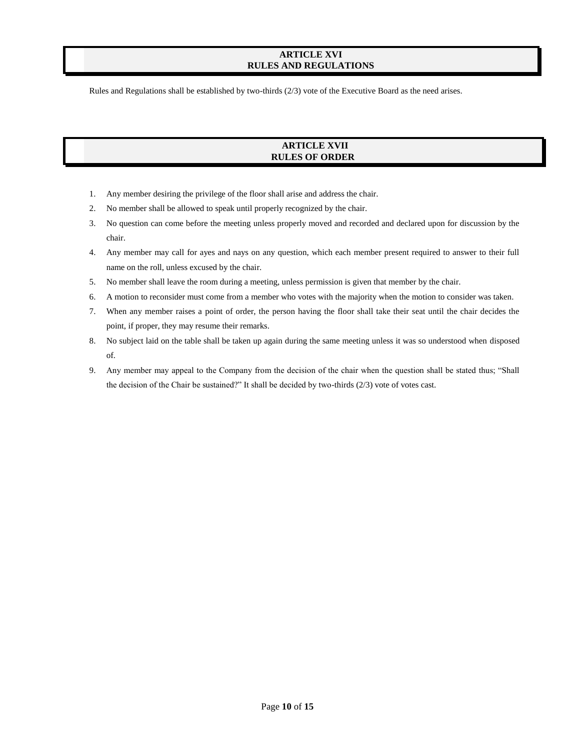## ARTICLE XVI
## RULES AND REGULATIONS

Rules and Regulations shall be established by two-thirds (2/3) vote of the Executive Board as the need arises.

## ARTICLE XVII
## RULES OF ORDER

1. Any member desiring the privilege of the floor shall arise and address the chair.
2. No member shall be allowed to speak until properly recognized by the chair.
3. No question can come before the meeting unless properly moved and recorded and declared upon for discussion by the chair.
4. Any member may call for ayes and nays on any question, which each member present required to answer to their full name on the roll, unless excused by the chair.
5. No member shall leave the room during a meeting, unless permission is given that member by the chair.
6. A motion to reconsider must come from a member who votes with the majority when the motion to consider was taken.
7. When any member raises a point of order, the person having the floor shall take their seat until the chair decides the point, if proper, they may resume their remarks.
8. No subject laid on the table shall be taken up again during the same meeting unless it was so understood when disposed of.
9. Any member may appeal to the Company from the decision of the chair when the question shall be stated thus; "Shall the decision of the Chair be sustained?" It shall be decided by two-thirds (2/3) vote of votes cast.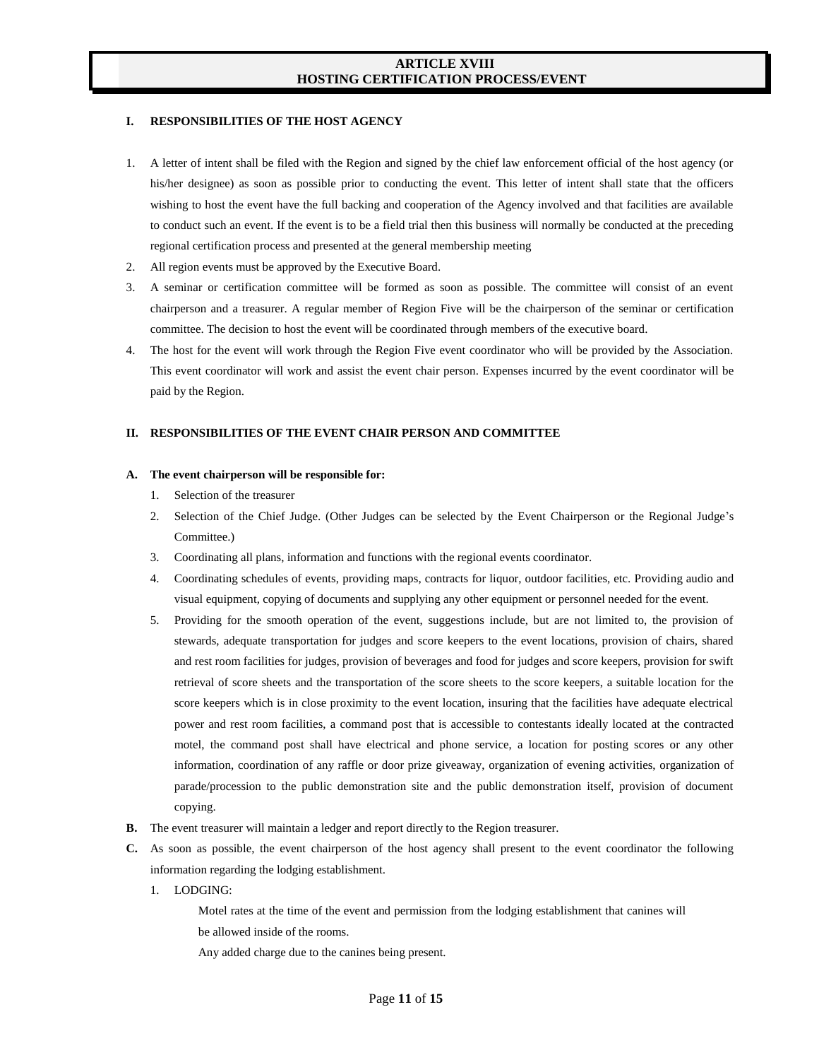# ARTICLE XVIII
# HOSTING CERTIFICATION PROCESS/EVENT

## I. RESPONSIBILITIES OF THE HOST AGENCY

1. A letter of intent shall be filed with the Region and signed by the chief law enforcement official of the host agency (or his/her designee) as soon as possible prior to conducting the event. This letter of intent shall state that the officers wishing to host the event have the full backing and cooperation of the Agency involved and that facilities are available to conduct such an event. If the event is to be a field trial then this business will normally be conducted at the preceding regional certification process and presented at the general membership meeting
2. All region events must be approved by the Executive Board.
3. A seminar or certification committee will be formed as soon as possible. The committee will consist of an event chairperson and a treasurer. A regular member of Region Five will be the chairperson of the seminar or certification committee. The decision to host the event will be coordinated through members of the executive board.
4. The host for the event will work through the Region Five event coordinator who will be provided by the Association. This event coordinator will work and assist the event chair person. Expenses incurred by the event coordinator will be paid by the Region.

## II. RESPONSIBILITIES OF THE EVENT CHAIR PERSON AND COMMITTEE

**A. The event chairperson will be responsible for:**

1. Selection of the treasurer
2. Selection of the Chief Judge. (Other Judges can be selected by the Event Chairperson or the Regional Judge's Committee.)
3. Coordinating all plans, information and functions with the regional events coordinator.
4. Coordinating schedules of events, providing maps, contracts for liquor, outdoor facilities, etc. Providing audio and visual equipment, copying of documents and supplying any other equipment or personnel needed for the event.
5. Providing for the smooth operation of the event, suggestions include, but are not limited to, the provision of stewards, adequate transportation for judges and score keepers to the event locations, provision of chairs, shared and rest room facilities for judges, provision of beverages and food for judges and score keepers, provision for swift retrieval of score sheets and the transportation of the score sheets to the score keepers, a suitable location for the score keepers which is in close proximity to the event location, insuring that the facilities have adequate electrical power and rest room facilities, a command post that is accessible to contestants ideally located at the contracted motel, the command post shall have electrical and phone service, a location for posting scores or any other information, coordination of any raffle or door prize giveaway, organization of evening activities, organization of parade/procession to the public demonstration site and the public demonstration itself, provision of document copying.

**B.** The event treasurer will maintain a ledger and report directly to the Region treasurer.

**C.** As soon as possible, the event chairperson of the host agency shall present to the event coordinator the following information regarding the lodging establishment.

1. LODGING:

   Motel rates at the time of the event and permission from the lodging establishment that canines will be allowed inside of the rooms.

   Any added charge due to the canines being present.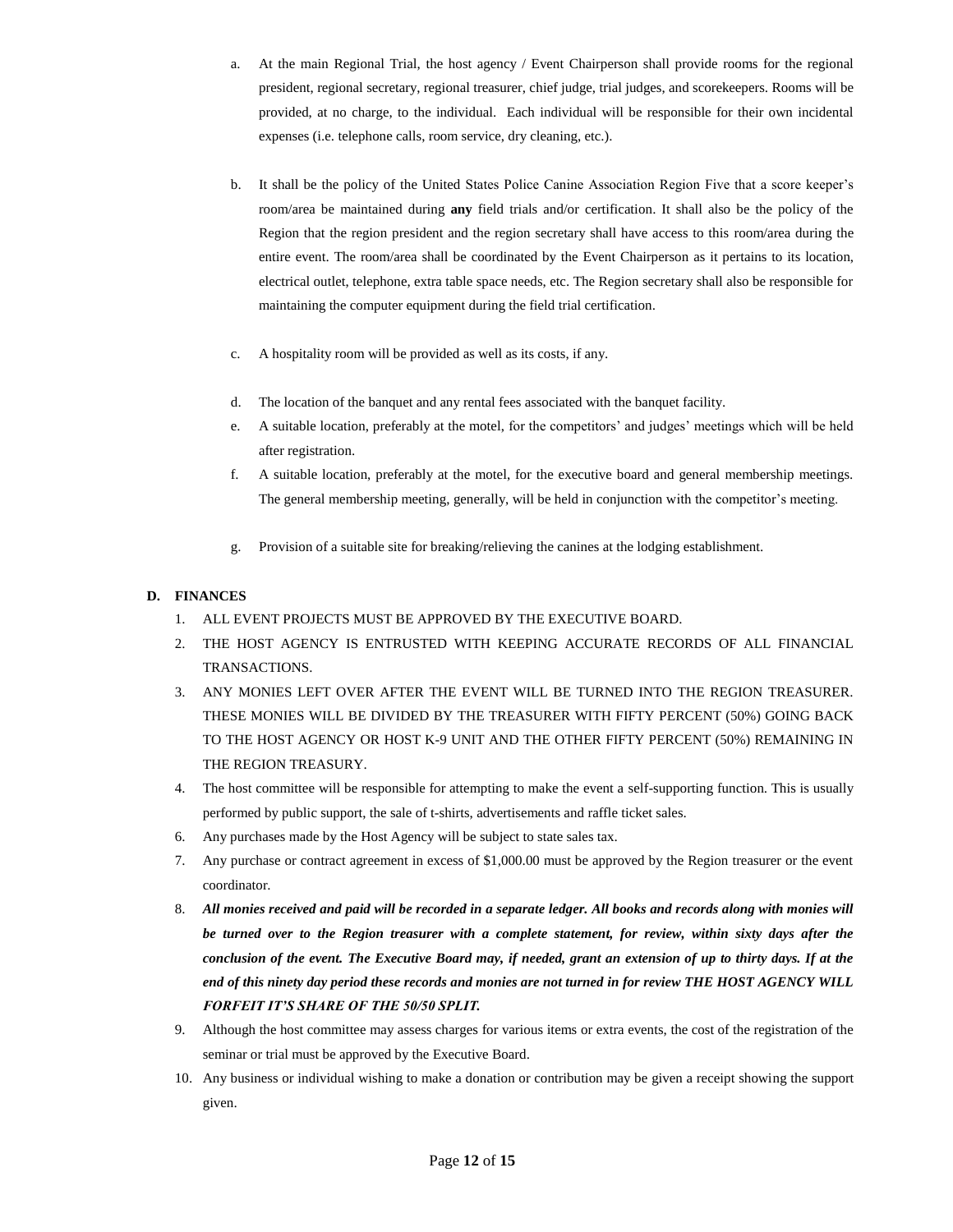a. At the main Regional Trial, the host agency / Event Chairperson shall provide rooms for the regional president, regional secretary, regional treasurer, chief judge, trial judges, and scorekeepers. Rooms will be provided, at no charge, to the individual. Each individual will be responsible for their own incidental expenses (i.e. telephone calls, room service, dry cleaning, etc.).

b. It shall be the policy of the United States Police Canine Association Region Five that a score keeper's room/area be maintained during **any** field trials and/or certification. It shall also be the policy of the Region that the region president and the region secretary shall have access to this room/area during the entire event. The room/area shall be coordinated by the Event Chairperson as it pertains to its location, electrical outlet, telephone, extra table space needs, etc. The Region secretary shall also be responsible for maintaining the computer equipment during the field trial certification.

c. A hospitality room will be provided as well as its costs, if any.

d. The location of the banquet and any rental fees associated with the banquet facility.

e. A suitable location, preferably at the motel, for the competitors' and judges' meetings which will be held after registration.

f. A suitable location, preferably at the motel, for the executive board and general membership meetings. The general membership meeting, generally, will be held in conjunction with the competitor's meeting.

g. Provision of a suitable site for breaking/relieving the canines at the lodging establishment.

**D. FINANCES**

1. ALL EVENT PROJECTS MUST BE APPROVED BY THE EXECUTIVE BOARD.
2. THE HOST AGENCY IS ENTRUSTED WITH KEEPING ACCURATE RECORDS OF ALL FINANCIAL TRANSACTIONS.
3. ANY MONIES LEFT OVER AFTER THE EVENT WILL BE TURNED INTO THE REGION TREASURER. THESE MONIES WILL BE DIVIDED BY THE TREASURER WITH FIFTY PERCENT (50%) GOING BACK TO THE HOST AGENCY OR HOST K-9 UNIT AND THE OTHER FIFTY PERCENT (50%) REMAINING IN THE REGION TREASURY.
4. The host committee will be responsible for attempting to make the event a self-supporting function. This is usually performed by public support, the sale of t-shirts, advertisements and raffle ticket sales.
6. Any purchases made by the Host Agency will be subject to state sales tax.
7. Any purchase or contract agreement in excess of $1,000.00 must be approved by the Region treasurer or the event coordinator.
8. ***All monies received and paid will be recorded in a separate ledger. All books and records along with monies will be turned over to the Region treasurer with a complete statement, for review, within sixty days after the conclusion of the event. The Executive Board may, if needed, grant an extension of up to thirty days. If at the end of this ninety day period these records and monies are not turned in for review THE HOST AGENCY WILL FORFEIT IT'S SHARE OF THE 50/50 SPLIT.***
9. Although the host committee may assess charges for various items or extra events, the cost of the registration of the seminar or trial must be approved by the Executive Board.
10. Any business or individual wishing to make a donation or contribution may be given a receipt showing the support given.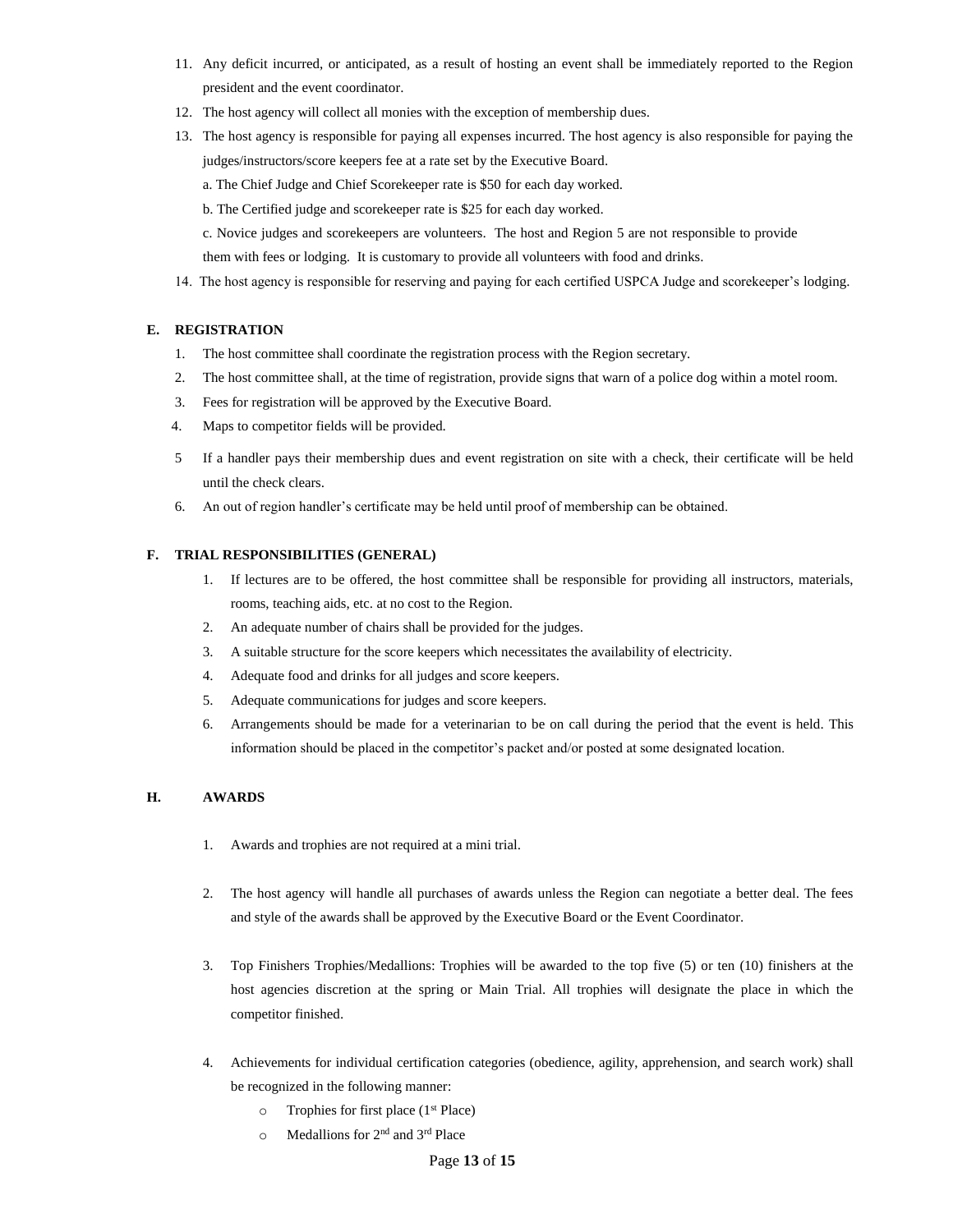11. Any deficit incurred, or anticipated, as a result of hosting an event shall be immediately reported to the Region president and the event coordinator.
12. The host agency will collect all monies with the exception of membership dues.
13. The host agency is responsible for paying all expenses incurred. The host agency is also responsible for paying the judges/instructors/score keepers fee at a rate set by the Executive Board.

    a. The Chief Judge and Chief Scorekeeper rate is $50 for each day worked.

    b. The Certified judge and scorekeeper rate is $25 for each day worked.

    c. Novice judges and scorekeepers are volunteers. The host and Region 5 are not responsible to provide them with fees or lodging. It is customary to provide all volunteers with food and drinks.
14. The host agency is responsible for reserving and paying for each certified USPCA Judge and scorekeeper's lodging.

**E. REGISTRATION**

1. The host committee shall coordinate the registration process with the Region secretary.
2. The host committee shall, at the time of registration, provide signs that warn of a police dog within a motel room.
3. Fees for registration will be approved by the Executive Board.
4. Maps to competitor fields will be provided.
5. If a handler pays their membership dues and event registration on site with a check, their certificate will be held until the check clears.
6. An out of region handler's certificate may be held until proof of membership can be obtained.

**F. TRIAL RESPONSIBILITIES (GENERAL)**

1. If lectures are to be offered, the host committee shall be responsible for providing all instructors, materials, rooms, teaching aids, etc. at no cost to the Region.
2. An adequate number of chairs shall be provided for the judges.
3. A suitable structure for the score keepers which necessitates the availability of electricity.
4. Adequate food and drinks for all judges and score keepers.
5. Adequate communications for judges and score keepers.
6. Arrangements should be made for a veterinarian to be on call during the period that the event is held. This information should be placed in the competitor's packet and/or posted at some designated location.

**H. AWARDS**

1. Awards and trophies are not required at a mini trial.
2. The host agency will handle all purchases of awards unless the Region can negotiate a better deal. The fees and style of the awards shall be approved by the Executive Board or the Event Coordinator.
3. Top Finishers Trophies/Medallions: Trophies will be awarded to the top five (5) or ten (10) finishers at the host agencies discretion at the spring or Main Trial. All trophies will designate the place in which the competitor finished.
4. Achievements for individual certification categories (obedience, agility, apprehension, and search work) shall be recognized in the following manner:
    - Trophies for first place (1st Place)
    - Medallions for 2nd and 3rd Place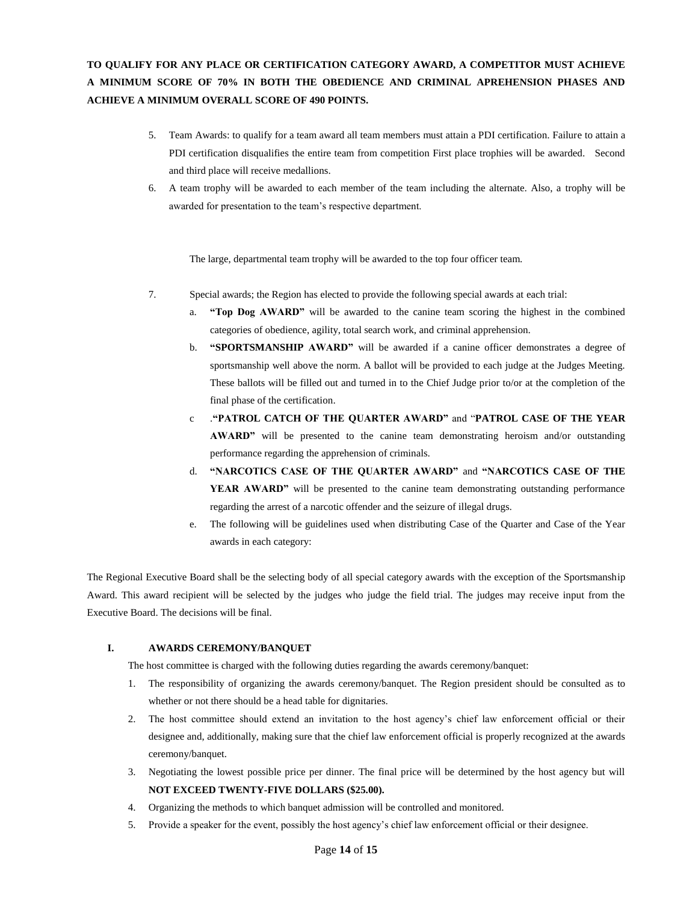**TO QUALIFY FOR ANY PLACE OR CERTIFICATION CATEGORY AWARD, A COMPETITOR MUST ACHIEVE A MINIMUM SCORE OF 70% IN BOTH THE OBEDIENCE AND CRIMINAL APREHENSION PHASES AND ACHIEVE A MINIMUM OVERALL SCORE OF 490 POINTS.**

5. Team Awards: to qualify for a team award all team members must attain a PDI certification. Failure to attain a PDI certification disqualifies the entire team from competition First place trophies will be awarded. Second and third place will receive medallions.
6. A team trophy will be awarded to each member of the team including the alternate. Also, a trophy will be awarded for presentation to the team's respective department.

   The large, departmental team trophy will be awarded to the top four officer team.

7. Special awards; the Region has elected to provide the following special awards at each trial:
   a. **"Top Dog AWARD"** will be awarded to the canine team scoring the highest in the combined categories of obedience, agility, total search work, and criminal apprehension.
   b. **"SPORTSMANSHIP AWARD"** will be awarded if a canine officer demonstrates a degree of sportsmanship well above the norm. A ballot will be provided to each judge at the Judges Meeting. These ballots will be filled out and turned in to the Chief Judge prior to/or at the completion of the final phase of the certification.
   c .**"PATROL CATCH OF THE QUARTER AWARD"** and "**PATROL CASE OF THE YEAR AWARD"** will be presented to the canine team demonstrating heroism and/or outstanding performance regarding the apprehension of criminals.
   d. **"NARCOTICS CASE OF THE QUARTER AWARD"** and **"NARCOTICS CASE OF THE YEAR AWARD"** will be presented to the canine team demonstrating outstanding performance regarding the arrest of a narcotic offender and the seizure of illegal drugs.
   e. The following will be guidelines used when distributing Case of the Quarter and Case of the Year awards in each category:

The Regional Executive Board shall be the selecting body of all special category awards with the exception of the Sportsmanship Award. This award recipient will be selected by the judges who judge the field trial. The judges may receive input from the Executive Board. The decisions will be final.

## I. AWARDS CEREMONY/BANQUET

The host committee is charged with the following duties regarding the awards ceremony/banquet:

1. The responsibility of organizing the awards ceremony/banquet. The Region president should be consulted as to whether or not there should be a head table for dignitaries.
2. The host committee should extend an invitation to the host agency's chief law enforcement official or their designee and, additionally, making sure that the chief law enforcement official is properly recognized at the awards ceremony/banquet.
3. Negotiating the lowest possible price per dinner. The final price will be determined by the host agency but will **NOT EXCEED TWENTY-FIVE DOLLARS ($25.00).**
4. Organizing the methods to which banquet admission will be controlled and monitored.
5. Provide a speaker for the event, possibly the host agency's chief law enforcement official or their designee.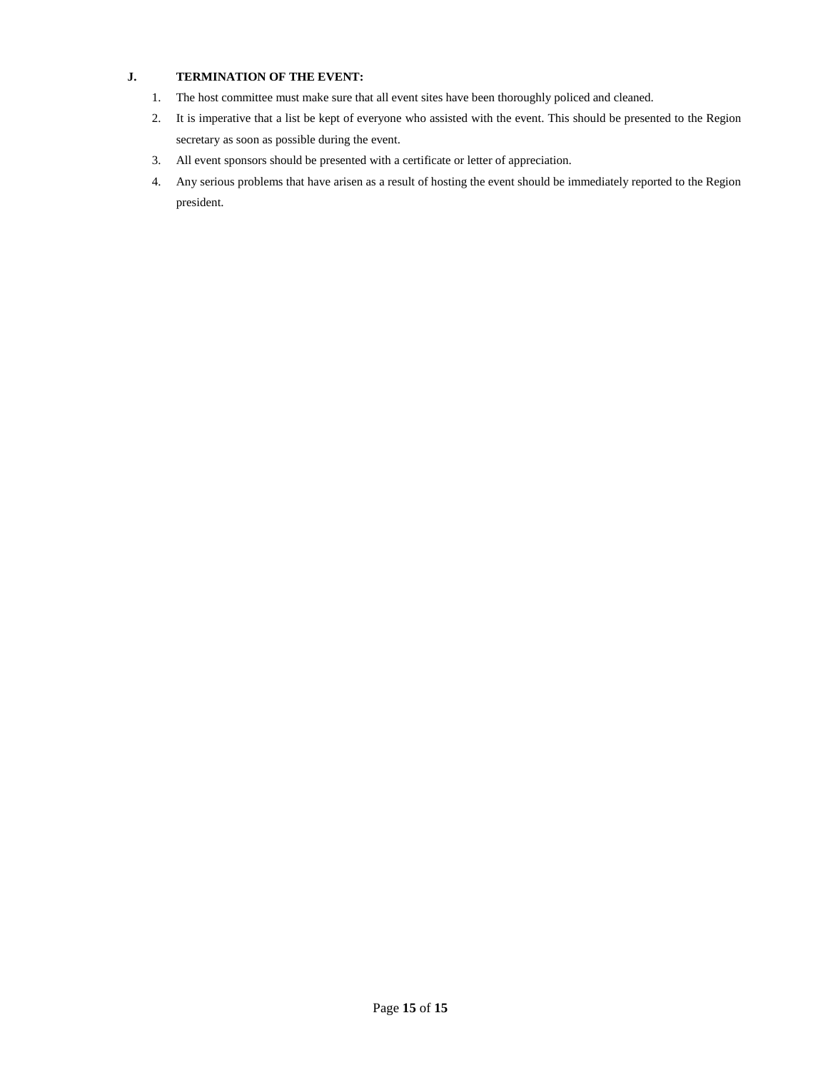**J. TERMINATION OF THE EVENT:**

1. The host committee must make sure that all event sites have been thoroughly policed and cleaned.
2. It is imperative that a list be kept of everyone who assisted with the event. This should be presented to the Region secretary as soon as possible during the event.
3. All event sponsors should be presented with a certificate or letter of appreciation.
4. Any serious problems that have arisen as a result of hosting the event should be immediately reported to the Region president.